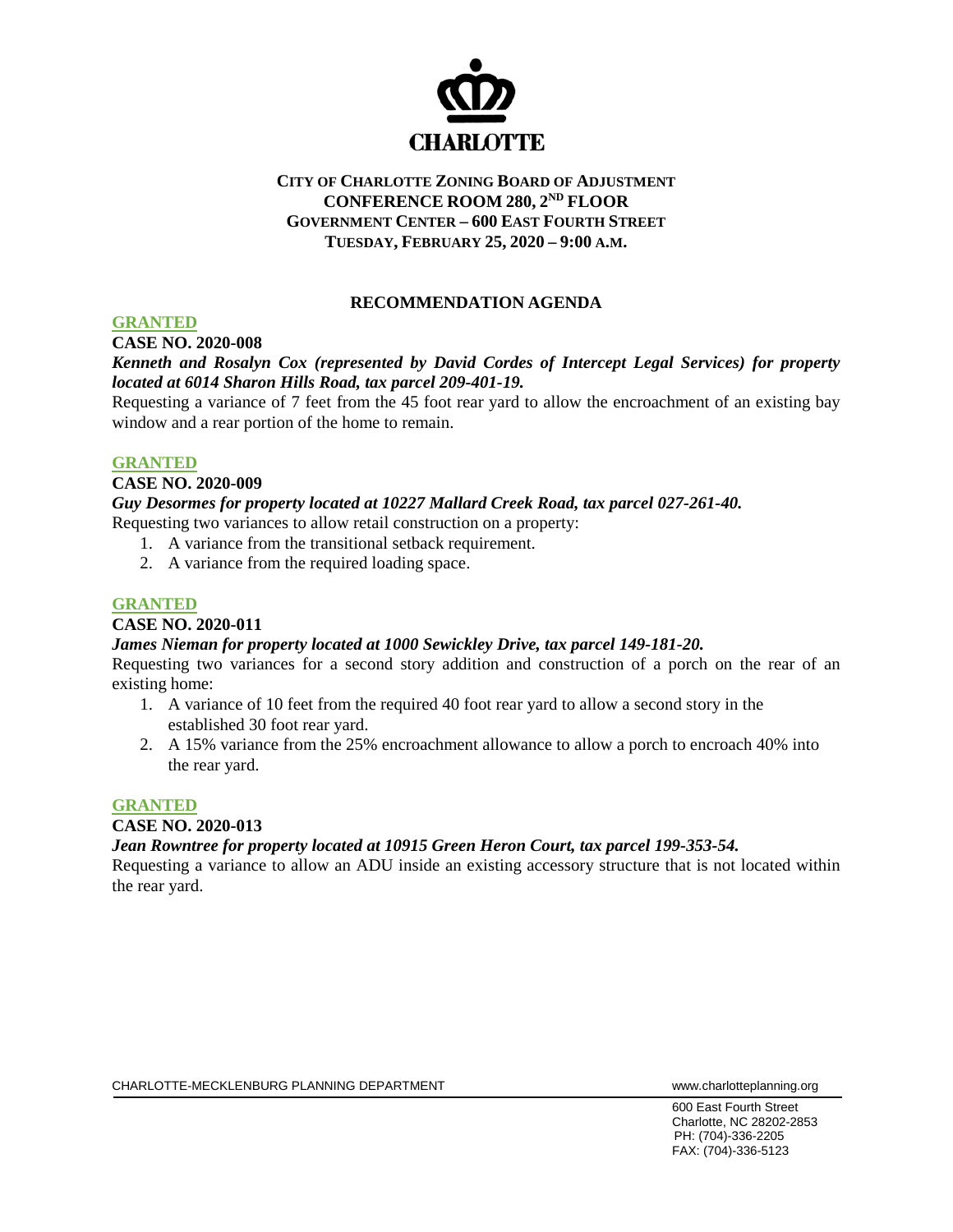CHARLOTTE

**CITY OF CHARLOTTE ZONING BOARD OF ADJUSTMENT**
**CONFERENCE ROOM 280, 2ND FLOOR**
**GOVERNMENT CENTER – 600 EAST FOURTH STREET**
**TUESDAY, FEBRUARY 25, 2020 – 9:00 A.M.**

## RECOMMENDATION AGENDA

**GRANTED**

**CASE NO. 2020-008**

***Kenneth and Rosalyn Cox (represented by David Cordes of Intercept Legal Services) for property located at 6014 Sharon Hills Road, tax parcel 209-401-19.***

Requesting a variance of 7 feet from the 45 foot rear yard to allow the encroachment of an existing bay window and a rear portion of the home to remain.

**GRANTED**

**CASE NO. 2020-009**

***Guy Desormes for property located at 10227 Mallard Creek Road, tax parcel 027-261-40.***

Requesting two variances to allow retail construction on a property:

1. A variance from the transitional setback requirement.
2. A variance from the required loading space.

**GRANTED**

**CASE NO. 2020-011**

***James Nieman for property located at 1000 Sewickley Drive, tax parcel 149-181-20.***

Requesting two variances for a second story addition and construction of a porch on the rear of an existing home:

1. A variance of 10 feet from the required 40 foot rear yard to allow a second story in the established 30 foot rear yard.
2. A 15% variance from the 25% encroachment allowance to allow a porch to encroach 40% into the rear yard.

**GRANTED**

**CASE NO. 2020-013**

***Jean Rowntree for property located at 10915 Green Heron Court, tax parcel 199-353-54.***

Requesting a variance to allow an ADU inside an existing accessory structure that is not located within the rear yard.

CHARLOTTE-MECKLENBURG PLANNING DEPARTMENT www.charlotteplanning.org

600 East Fourth Street
Charlotte, NC 28202-2853
PH: (704)-336-2205
FAX: (704)-336-5123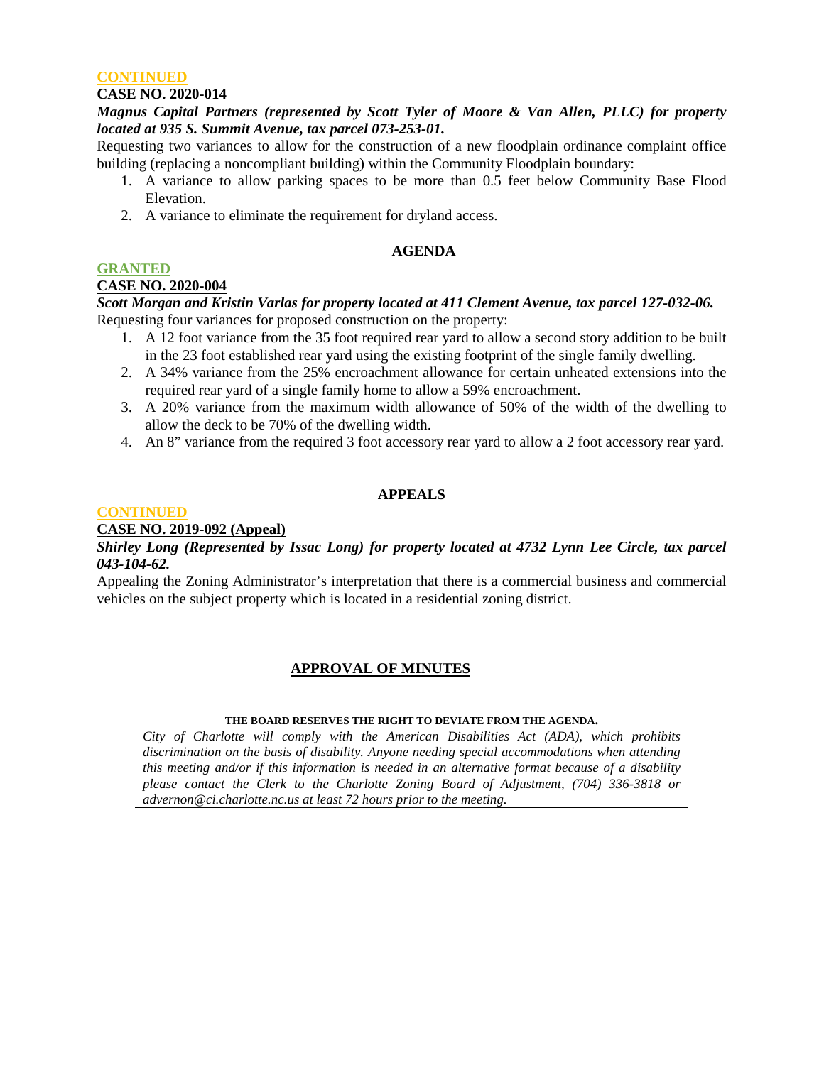**CONTINUED**

**CASE NO. 2020-014**

***Magnus Capital Partners (represented by Scott Tyler of Moore & Van Allen, PLLC) for property located at 935 S. Summit Avenue, tax parcel 073-253-01.***

Requesting two variances to allow for the construction of a new floodplain ordinance complaint office building (replacing a noncompliant building) within the Community Floodplain boundary:

1. A variance to allow parking spaces to be more than 0.5 feet below Community Base Flood Elevation.
2. A variance to eliminate the requirement for dryland access.

## AGENDA

**GRANTED**

**CASE NO. 2020-004**

***Scott Morgan and Kristin Varlas for property located at 411 Clement Avenue, tax parcel 127-032-06.***

Requesting four variances for proposed construction on the property:

1. A 12 foot variance from the 35 foot required rear yard to allow a second story addition to be built in the 23 foot established rear yard using the existing footprint of the single family dwelling.
2. A 34% variance from the 25% encroachment allowance for certain unheated extensions into the required rear yard of a single family home to allow a 59% encroachment.
3. A 20% variance from the maximum width allowance of 50% of the width of the dwelling to allow the deck to be 70% of the dwelling width.
4. An 8" variance from the required 3 foot accessory rear yard to allow a 2 foot accessory rear yard.

## APPEALS

**CONTINUED**

**CASE NO. 2019-092 (Appeal)**

***Shirley Long (Represented by Issac Long) for property located at 4732 Lynn Lee Circle, tax parcel 043-104-62.***

Appealing the Zoning Administrator's interpretation that there is a commercial business and commercial vehicles on the subject property which is located in a residential zoning district.

## APPROVAL OF MINUTES

**THE BOARD RESERVES THE RIGHT TO DEVIATE FROM THE AGENDA.**

*City of Charlotte will comply with the American Disabilities Act (ADA), which prohibits discrimination on the basis of disability. Anyone needing special accommodations when attending this meeting and/or if this information is needed in an alternative format because of a disability please contact the Clerk to the Charlotte Zoning Board of Adjustment, (704) 336-3818 or advernon@ci.charlotte.nc.us at least 72 hours prior to the meeting.*